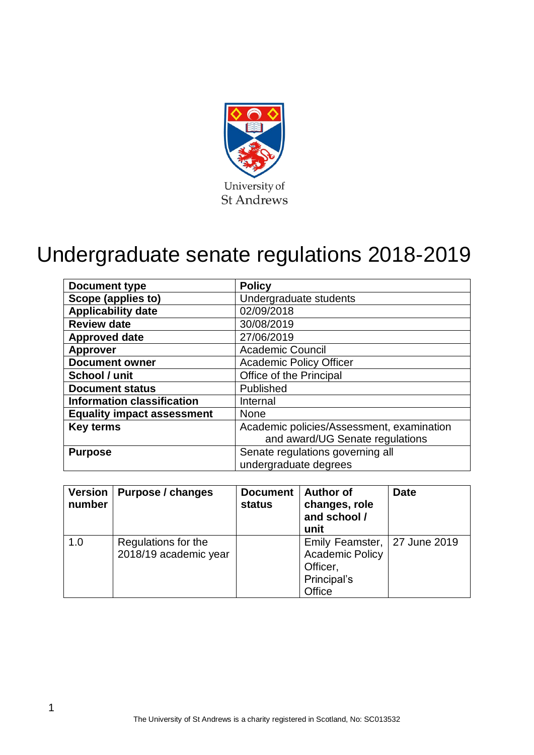University of St Andrews

# Undergraduate senate regulations 2018-2019

| Document type | Policy |
|---|---|
| Scope (applies to) | Undergraduate students |
| Applicability date | 02/09/2018 |
| Review date | 30/08/2019 |
| Approved date | 27/06/2019 |
| Approver | Academic Council |
| Document owner | Academic Policy Officer |
| School / unit | Office of the Principal |
| Document status | Published |
| Information classification | Internal |
| Equality impact assessment | None |
| Key terms | Academic policies/Assessment, examination and award/UG Senate regulations |
| Purpose | Senate regulations governing all undergraduate degrees |

| Version number | Purpose / changes | Document status | Author of changes, role and school / unit | Date |
|---|---|---|---|---|
| 1.0 | Regulations for the 2018/19 academic year | | Emily Feamster, Academic Policy Officer, Principal's Office | 27 June 2019 |

The University of St Andrews is a charity registered in Scotland, No: SC013532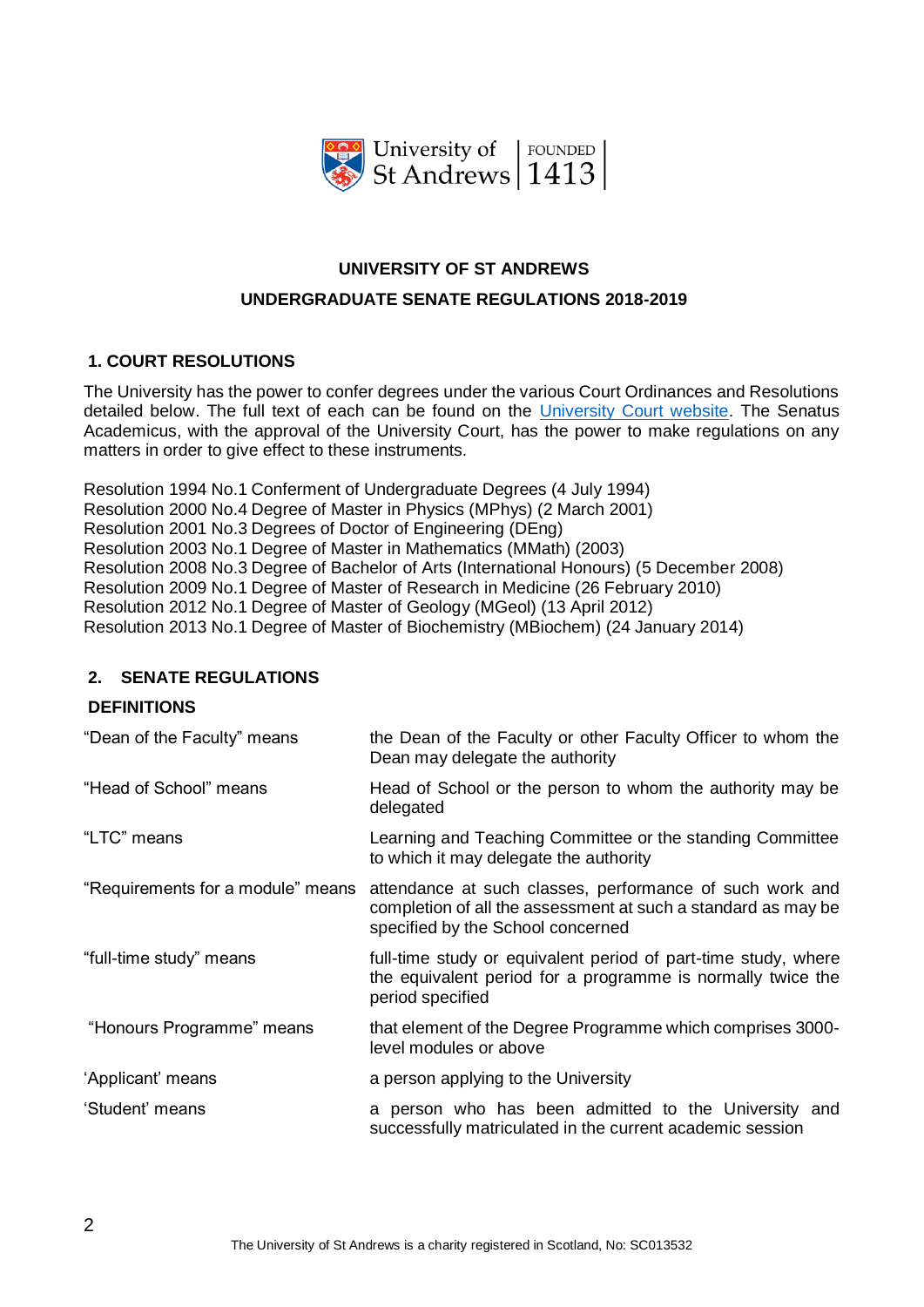## UNIVERSITY OF ST ANDREWS

## UNDERGRADUATE SENATE REGULATIONS 2018-2019

### 1. COURT RESOLUTIONS

The University has the power to confer degrees under the various Court Ordinances and Resolutions detailed below. The full text of each can be found on the University Court website. The Senatus Academicus, with the approval of the University Court, has the power to make regulations on any matters in order to give effect to these instruments.

Resolution 1994 No.1 Conferment of Undergraduate Degrees (4 July 1994)
Resolution 2000 No.4 Degree of Master in Physics (MPhys) (2 March 2001)
Resolution 2001 No.3 Degrees of Doctor of Engineering (DEng)
Resolution 2003 No.1 Degree of Master in Mathematics (MMath) (2003)
Resolution 2008 No.3 Degree of Bachelor of Arts (International Honours) (5 December 2008)
Resolution 2009 No.1 Degree of Master of Research in Medicine (26 February 2010)
Resolution 2012 No.1 Degree of Master of Geology (MGeol) (13 April 2012)
Resolution 2013 No.1 Degree of Master of Biochemistry (MBiochem) (24 January 2014)

### 2. SENATE REGULATIONS

**DEFINITIONS**

| | |
|---|---|
| "Dean of the Faculty" means | the Dean of the Faculty or other Faculty Officer to whom the Dean may delegate the authority |
| "Head of School" means | Head of School or the person to whom the authority may be delegated |
| "LTC" means | Learning and Teaching Committee or the standing Committee to which it may delegate the authority |
| "Requirements for a module" means | attendance at such classes, performance of such work and completion of all the assessment at such a standard as may be specified by the School concerned |
| "full-time study" means | full-time study or equivalent period of part-time study, where the equivalent period for a programme is normally twice the period specified |
| "Honours Programme" means | that element of the Degree Programme which comprises 3000-level modules or above |
| 'Applicant' means | a person applying to the University |
| 'Student' means | a person who has been admitted to the University and successfully matriculated in the current academic session |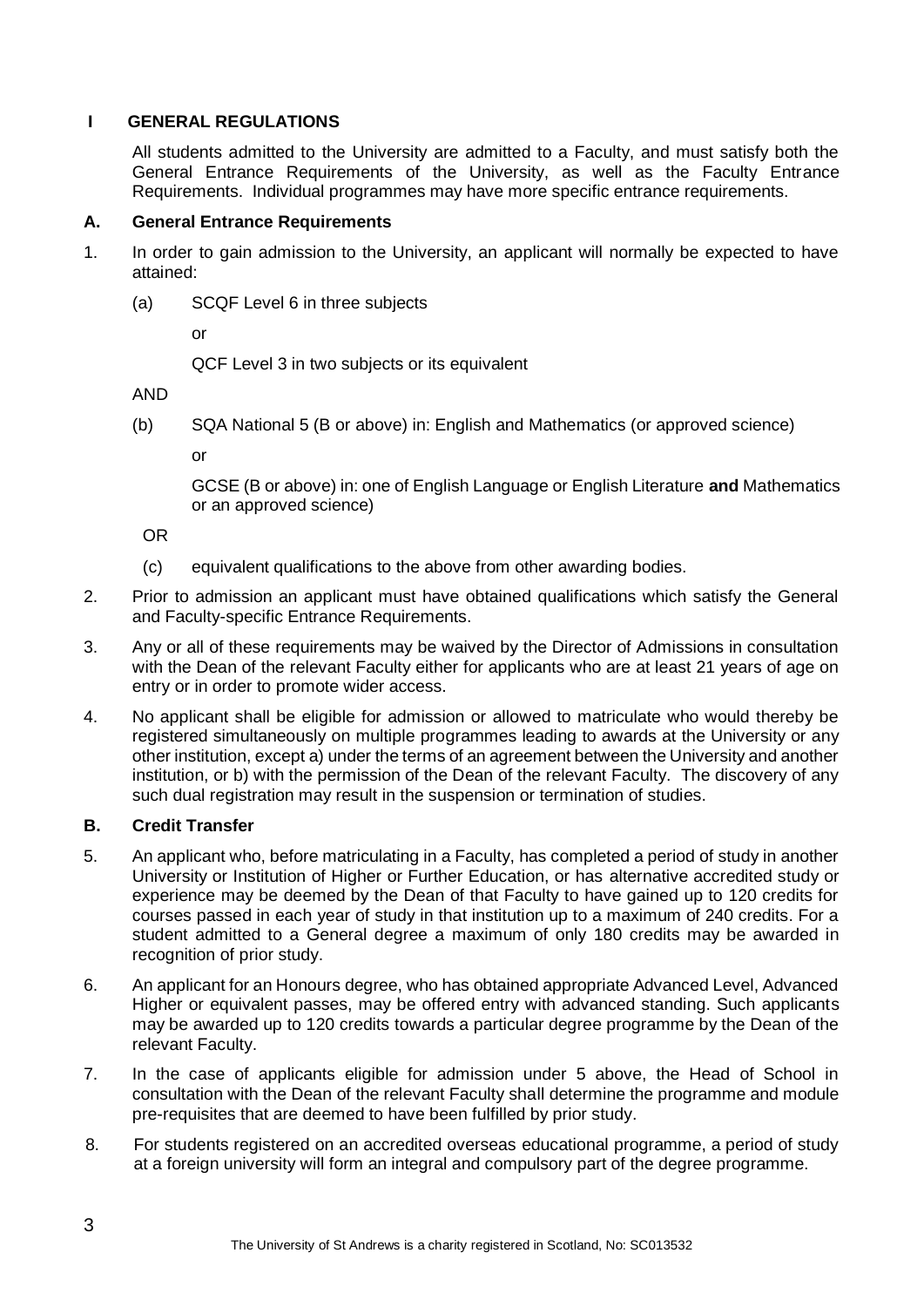## I GENERAL REGULATIONS

All students admitted to the University are admitted to a Faculty, and must satisfy both the General Entrance Requirements of the University, as well as the Faculty Entrance Requirements. Individual programmes may have more specific entrance requirements.

### A. General Entrance Requirements

1. In order to gain admission to the University, an applicant will normally be expected to have attained:

   (a) SCQF Level 6 in three subjects

   or

   QCF Level 3 in two subjects or its equivalent

   AND

   (b) SQA National 5 (B or above) in: English and Mathematics (or approved science)

   or

   GCSE (B or above) in: one of English Language or English Literature **and** Mathematics or an approved science)

   OR

   (c) equivalent qualifications to the above from other awarding bodies.

2. Prior to admission an applicant must have obtained qualifications which satisfy the General and Faculty-specific Entrance Requirements.

3. Any or all of these requirements may be waived by the Director of Admissions in consultation with the Dean of the relevant Faculty either for applicants who are at least 21 years of age on entry or in order to promote wider access.

4. No applicant shall be eligible for admission or allowed to matriculate who would thereby be registered simultaneously on multiple programmes leading to awards at the University or any other institution, except a) under the terms of an agreement between the University and another institution, or b) with the permission of the Dean of the relevant Faculty. The discovery of any such dual registration may result in the suspension or termination of studies.

### B. Credit Transfer

5. An applicant who, before matriculating in a Faculty, has completed a period of study in another University or Institution of Higher or Further Education, or has alternative accredited study or experience may be deemed by the Dean of that Faculty to have gained up to 120 credits for courses passed in each year of study in that institution up to a maximum of 240 credits. For a student admitted to a General degree a maximum of only 180 credits may be awarded in recognition of prior study.

6. An applicant for an Honours degree, who has obtained appropriate Advanced Level, Advanced Higher or equivalent passes, may be offered entry with advanced standing. Such applicants may be awarded up to 120 credits towards a particular degree programme by the Dean of the relevant Faculty.

7. In the case of applicants eligible for admission under 5 above, the Head of School in consultation with the Dean of the relevant Faculty shall determine the programme and module pre-requisites that are deemed to have been fulfilled by prior study.

8. For students registered on an accredited overseas educational programme, a period of study at a foreign university will form an integral and compulsory part of the degree programme.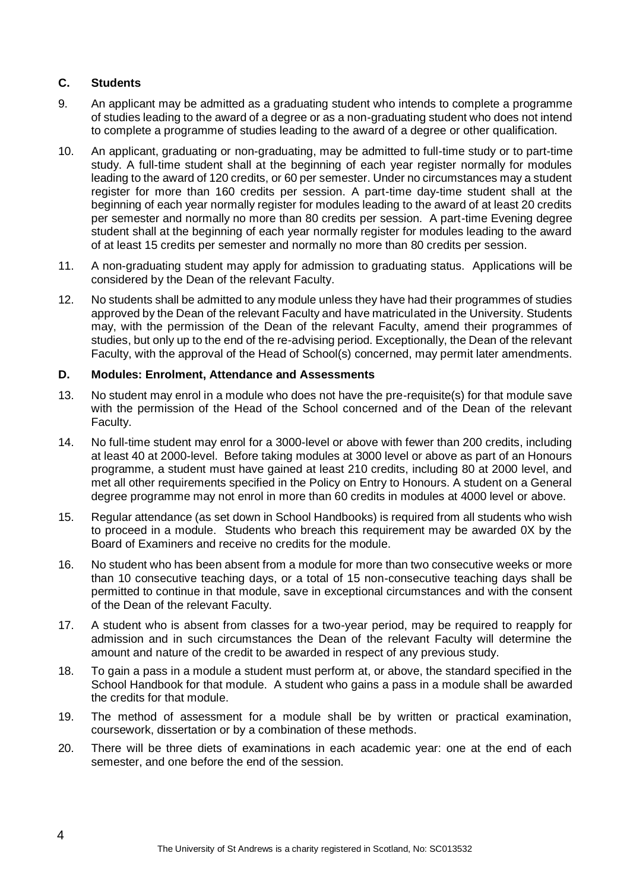## C. Students

9. An applicant may be admitted as a graduating student who intends to complete a programme of studies leading to the award of a degree or as a non-graduating student who does not intend to complete a programme of studies leading to the award of a degree or other qualification.

10. An applicant, graduating or non-graduating, may be admitted to full-time study or to part-time study. A full-time student shall at the beginning of each year register normally for modules leading to the award of 120 credits, or 60 per semester. Under no circumstances may a student register for more than 160 credits per session. A part-time day-time student shall at the beginning of each year normally register for modules leading to the award of at least 20 credits per semester and normally no more than 80 credits per session. A part-time Evening degree student shall at the beginning of each year normally register for modules leading to the award of at least 15 credits per semester and normally no more than 80 credits per session.

11. A non-graduating student may apply for admission to graduating status. Applications will be considered by the Dean of the relevant Faculty.

12. No students shall be admitted to any module unless they have had their programmes of studies approved by the Dean of the relevant Faculty and have matriculated in the University. Students may, with the permission of the Dean of the relevant Faculty, amend their programmes of studies, but only up to the end of the re-advising period. Exceptionally, the Dean of the relevant Faculty, with the approval of the Head of School(s) concerned, may permit later amendments.

## D. Modules: Enrolment, Attendance and Assessments

13. No student may enrol in a module who does not have the pre-requisite(s) for that module save with the permission of the Head of the School concerned and of the Dean of the relevant Faculty.

14. No full-time student may enrol for a 3000-level or above with fewer than 200 credits, including at least 40 at 2000-level. Before taking modules at 3000 level or above as part of an Honours programme, a student must have gained at least 210 credits, including 80 at 2000 level, and met all other requirements specified in the Policy on Entry to Honours. A student on a General degree programme may not enrol in more than 60 credits in modules at 4000 level or above.

15. Regular attendance (as set down in School Handbooks) is required from all students who wish to proceed in a module. Students who breach this requirement may be awarded 0X by the Board of Examiners and receive no credits for the module.

16. No student who has been absent from a module for more than two consecutive weeks or more than 10 consecutive teaching days, or a total of 15 non-consecutive teaching days shall be permitted to continue in that module, save in exceptional circumstances and with the consent of the Dean of the relevant Faculty.

17. A student who is absent from classes for a two-year period, may be required to reapply for admission and in such circumstances the Dean of the relevant Faculty will determine the amount and nature of the credit to be awarded in respect of any previous study.

18. To gain a pass in a module a student must perform at, or above, the standard specified in the School Handbook for that module. A student who gains a pass in a module shall be awarded the credits for that module.

19. The method of assessment for a module shall be by written or practical examination, coursework, dissertation or by a combination of these methods.

20. There will be three diets of examinations in each academic year: one at the end of each semester, and one before the end of the session.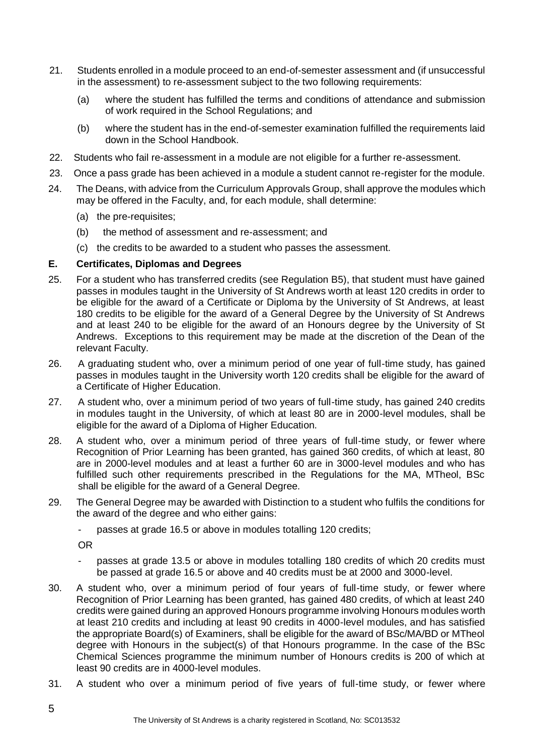21. Students enrolled in a module proceed to an end-of-semester assessment and (if unsuccessful in the assessment) to re-assessment subject to the two following requirements:

    (a) where the student has fulfilled the terms and conditions of attendance and submission of work required in the School Regulations; and

    (b) where the student has in the end-of-semester examination fulfilled the requirements laid down in the School Handbook.

22. Students who fail re-assessment in a module are not eligible for a further re-assessment.

23. Once a pass grade has been achieved in a module a student cannot re-register for the module.

24. The Deans, with advice from the Curriculum Approvals Group, shall approve the modules which may be offered in the Faculty, and, for each module, shall determine:

    (a) the pre-requisites;

    (b) the method of assessment and re-assessment; and

    (c) the credits to be awarded to a student who passes the assessment.

### E. Certificates, Diplomas and Degrees

25. For a student who has transferred credits (see Regulation B5), that student must have gained passes in modules taught in the University of St Andrews worth at least 120 credits in order to be eligible for the award of a Certificate or Diploma by the University of St Andrews, at least 180 credits to be eligible for the award of a General Degree by the University of St Andrews and at least 240 to be eligible for the award of an Honours degree by the University of St Andrews. Exceptions to this requirement may be made at the discretion of the Dean of the relevant Faculty.

26. A graduating student who, over a minimum period of one year of full-time study, has gained passes in modules taught in the University worth 120 credits shall be eligible for the award of a Certificate of Higher Education.

27. A student who, over a minimum period of two years of full-time study, has gained 240 credits in modules taught in the University, of which at least 80 are in 2000-level modules, shall be eligible for the award of a Diploma of Higher Education.

28. A student who, over a minimum period of three years of full-time study, or fewer where Recognition of Prior Learning has been granted, has gained 360 credits, of which at least, 80 are in 2000-level modules and at least a further 60 are in 3000-level modules and who has fulfilled such other requirements prescribed in the Regulations for the MA, MTheol, BSc shall be eligible for the award of a General Degree.

29. The General Degree may be awarded with Distinction to a student who fulfils the conditions for the award of the degree and who either gains:

    - passes at grade 16.5 or above in modules totalling 120 credits;

    OR

    - passes at grade 13.5 or above in modules totalling 180 credits of which 20 credits must be passed at grade 16.5 or above and 40 credits must be at 2000 and 3000-level.

30. A student who, over a minimum period of four years of full-time study, or fewer where Recognition of Prior Learning has been granted, has gained 480 credits, of which at least 240 credits were gained during an approved Honours programme involving Honours modules worth at least 210 credits and including at least 90 credits in 4000-level modules, and has satisfied the appropriate Board(s) of Examiners, shall be eligible for the award of BSc/MA/BD or MTheol degree with Honours in the subject(s) of that Honours programme. In the case of the BSc Chemical Sciences programme the minimum number of Honours credits is 200 of which at least 90 credits are in 4000-level modules.

31. A student who over a minimum period of five years of full-time study, or fewer where

The University of St Andrews is a charity registered in Scotland, No: SC013532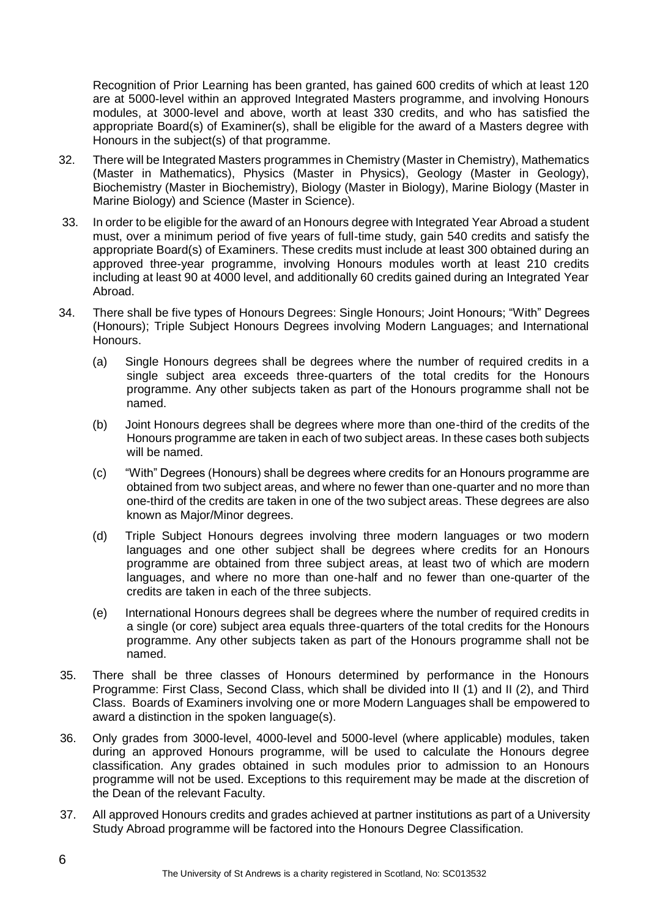Recognition of Prior Learning has been granted, has gained 600 credits of which at least 120 are at 5000-level within an approved Integrated Masters programme, and involving Honours modules, at 3000-level and above, worth at least 330 credits, and who has satisfied the appropriate Board(s) of Examiner(s), shall be eligible for the award of a Masters degree with Honours in the subject(s) of that programme.

32. There will be Integrated Masters programmes in Chemistry (Master in Chemistry), Mathematics (Master in Mathematics), Physics (Master in Physics), Geology (Master in Geology), Biochemistry (Master in Biochemistry), Biology (Master in Biology), Marine Biology (Master in Marine Biology) and Science (Master in Science).

33. In order to be eligible for the award of an Honours degree with Integrated Year Abroad a student must, over a minimum period of five years of full-time study, gain 540 credits and satisfy the appropriate Board(s) of Examiners. These credits must include at least 300 obtained during an approved three-year programme, involving Honours modules worth at least 210 credits including at least 90 at 4000 level, and additionally 60 credits gained during an Integrated Year Abroad.

34. There shall be five types of Honours Degrees: Single Honours; Joint Honours; "With" Degrees (Honours); Triple Subject Honours Degrees involving Modern Languages; and International Honours.

    (a) Single Honours degrees shall be degrees where the number of required credits in a single subject area exceeds three-quarters of the total credits for the Honours programme. Any other subjects taken as part of the Honours programme shall not be named.

    (b) Joint Honours degrees shall be degrees where more than one-third of the credits of the Honours programme are taken in each of two subject areas. In these cases both subjects will be named.

    (c) "With" Degrees (Honours) shall be degrees where credits for an Honours programme are obtained from two subject areas, and where no fewer than one-quarter and no more than one-third of the credits are taken in one of the two subject areas. These degrees are also known as Major/Minor degrees.

    (d) Triple Subject Honours degrees involving three modern languages or two modern languages and one other subject shall be degrees where credits for an Honours programme are obtained from three subject areas, at least two of which are modern languages, and where no more than one-half and no fewer than one-quarter of the credits are taken in each of the three subjects.

    (e) International Honours degrees shall be degrees where the number of required credits in a single (or core) subject area equals three-quarters of the total credits for the Honours programme. Any other subjects taken as part of the Honours programme shall not be named.

35. There shall be three classes of Honours determined by performance in the Honours Programme: First Class, Second Class, which shall be divided into II (1) and II (2), and Third Class. Boards of Examiners involving one or more Modern Languages shall be empowered to award a distinction in the spoken language(s).

36. Only grades from 3000-level, 4000-level and 5000-level (where applicable) modules, taken during an approved Honours programme, will be used to calculate the Honours degree classification. Any grades obtained in such modules prior to admission to an Honours programme will not be used. Exceptions to this requirement may be made at the discretion of the Dean of the relevant Faculty.

37. All approved Honours credits and grades achieved at partner institutions as part of a University Study Abroad programme will be factored into the Honours Degree Classification.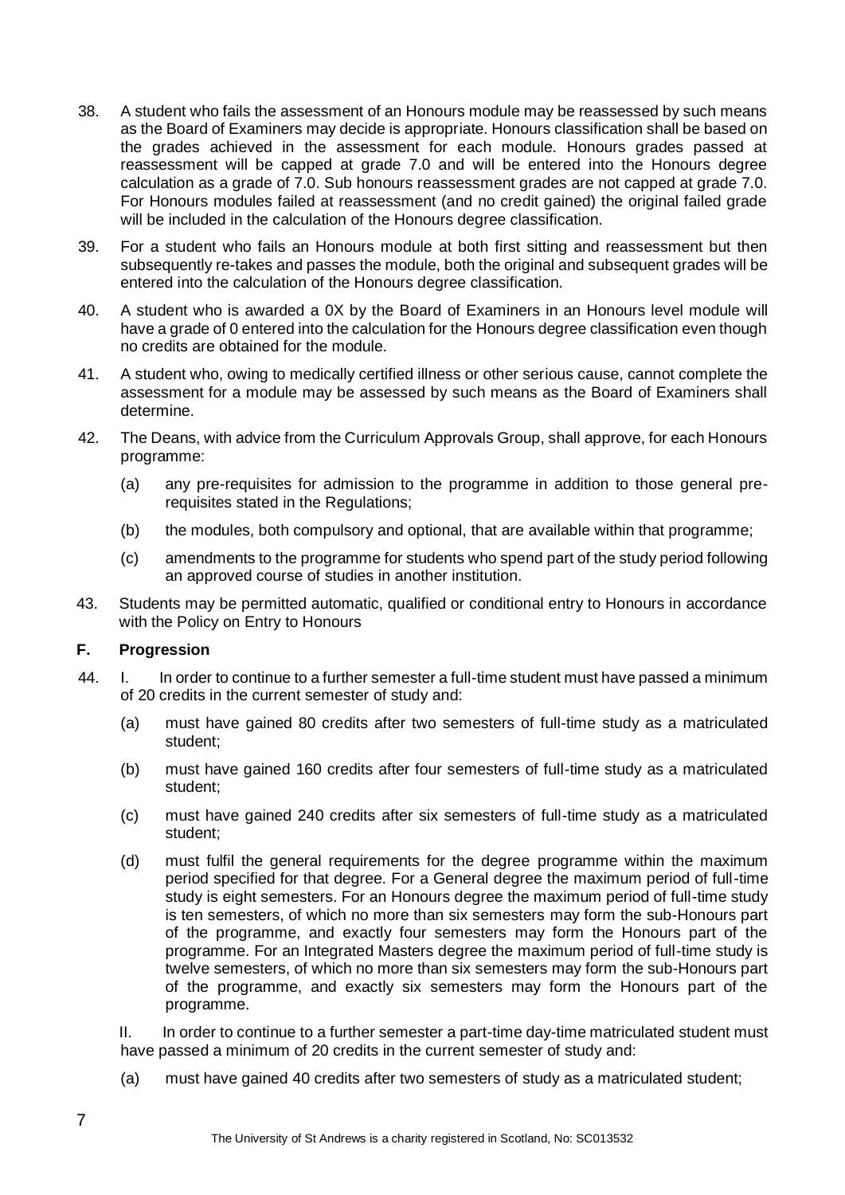38. A student who fails the assessment of an Honours module may be reassessed by such means as the Board of Examiners may decide is appropriate. Honours classification shall be based on the grades achieved in the assessment for each module. Honours grades passed at reassessment will be capped at grade 7.0 and will be entered into the Honours degree calculation as a grade of 7.0. Sub honours reassessment grades are not capped at grade 7.0. For Honours modules failed at reassessment (and no credit gained) the original failed grade will be included in the calculation of the Honours degree classification.

39. For a student who fails an Honours module at both first sitting and reassessment but then subsequently re-takes and passes the module, both the original and subsequent grades will be entered into the calculation of the Honours degree classification.

40. A student who is awarded a 0X by the Board of Examiners in an Honours level module will have a grade of 0 entered into the calculation for the Honours degree classification even though no credits are obtained for the module.

41. A student who, owing to medically certified illness or other serious cause, cannot complete the assessment for a module may be assessed by such means as the Board of Examiners shall determine.

42. The Deans, with advice from the Curriculum Approvals Group, shall approve, for each Honours programme:

    (a) any pre-requisites for admission to the programme in addition to those general pre-requisites stated in the Regulations;

    (b) the modules, both compulsory and optional, that are available within that programme;

    (c) amendments to the programme for students who spend part of the study period following an approved course of studies in another institution.

43. Students may be permitted automatic, qualified or conditional entry to Honours in accordance with the Policy on Entry to Honours

## F. Progression

44. I. In order to continue to a further semester a full-time student must have passed a minimum of 20 credits in the current semester of study and:

    (a) must have gained 80 credits after two semesters of full-time study as a matriculated student;

    (b) must have gained 160 credits after four semesters of full-time study as a matriculated student;

    (c) must have gained 240 credits after six semesters of full-time study as a matriculated student;

    (d) must fulfil the general requirements for the degree programme within the maximum period specified for that degree. For a General degree the maximum period of full-time study is eight semesters. For an Honours degree the maximum period of full-time study is ten semesters, of which no more than six semesters may form the sub-Honours part of the programme, and exactly four semesters may form the Honours part of the programme. For an Integrated Masters degree the maximum period of full-time study is twelve semesters, of which no more than six semesters may form the sub-Honours part of the programme, and exactly six semesters may form the Honours part of the programme.

    II. In order to continue to a further semester a part-time day-time matriculated student must have passed a minimum of 20 credits in the current semester of study and:

    (a) must have gained 40 credits after two semesters of study as a matriculated student;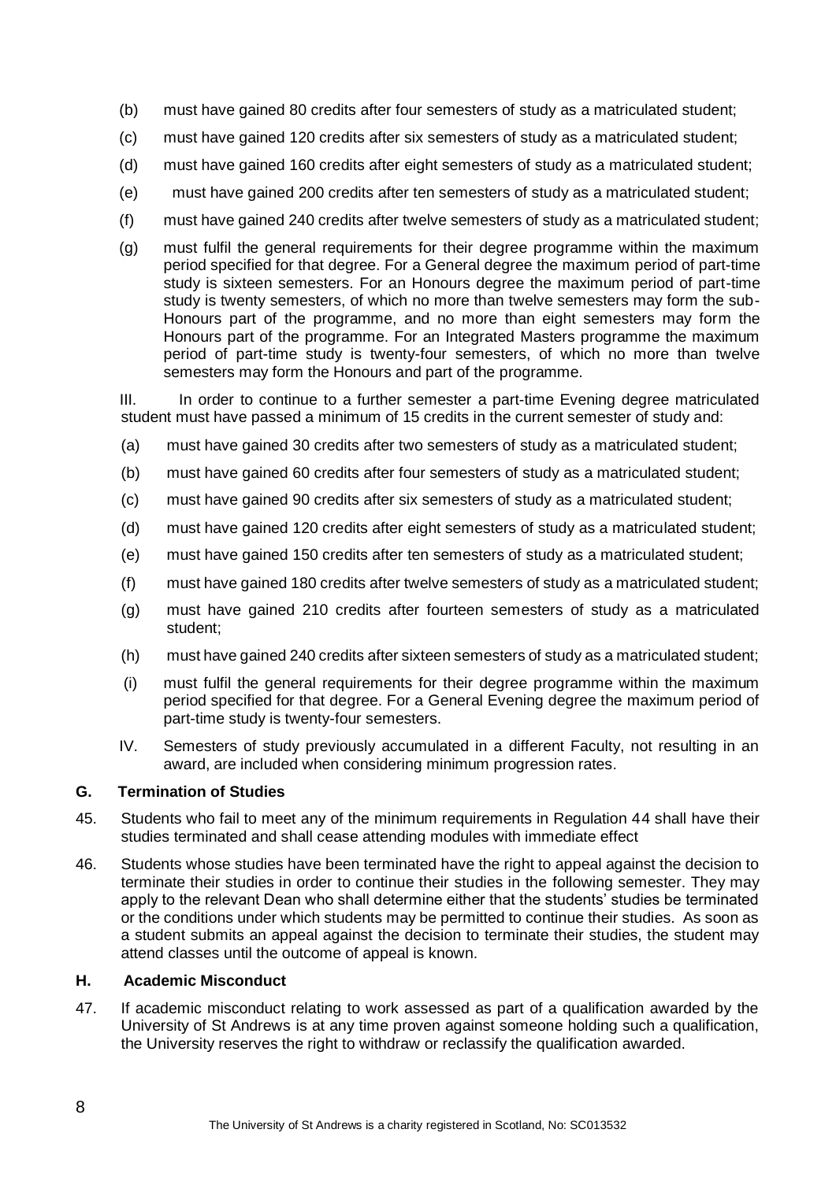(b) must have gained 80 credits after four semesters of study as a matriculated student;

(c) must have gained 120 credits after six semesters of study as a matriculated student;

(d) must have gained 160 credits after eight semesters of study as a matriculated student;

(e) must have gained 200 credits after ten semesters of study as a matriculated student;

(f) must have gained 240 credits after twelve semesters of study as a matriculated student;

(g) must fulfil the general requirements for their degree programme within the maximum period specified for that degree. For a General degree the maximum period of part-time study is sixteen semesters. For an Honours degree the maximum period of part-time study is twenty semesters, of which no more than twelve semesters may form the sub-Honours part of the programme, and no more than eight semesters may form the Honours part of the programme. For an Integrated Masters programme the maximum period of part-time study is twenty-four semesters, of which no more than twelve semesters may form the Honours and part of the programme.

III. In order to continue to a further semester a part-time Evening degree matriculated student must have passed a minimum of 15 credits in the current semester of study and:

(a) must have gained 30 credits after two semesters of study as a matriculated student;

(b) must have gained 60 credits after four semesters of study as a matriculated student;

(c) must have gained 90 credits after six semesters of study as a matriculated student;

(d) must have gained 120 credits after eight semesters of study as a matriculated student;

(e) must have gained 150 credits after ten semesters of study as a matriculated student;

(f) must have gained 180 credits after twelve semesters of study as a matriculated student;

(g) must have gained 210 credits after fourteen semesters of study as a matriculated student;

(h) must have gained 240 credits after sixteen semesters of study as a matriculated student;

(i) must fulfil the general requirements for their degree programme within the maximum period specified for that degree. For a General Evening degree the maximum period of part-time study is twenty-four semesters.

IV. Semesters of study previously accumulated in a different Faculty, not resulting in an award, are included when considering minimum progression rates.

### G. Termination of Studies

45. Students who fail to meet any of the minimum requirements in Regulation 44 shall have their studies terminated and shall cease attending modules with immediate effect

46. Students whose studies have been terminated have the right to appeal against the decision to terminate their studies in order to continue their studies in the following semester. They may apply to the relevant Dean who shall determine either that the students' studies be terminated or the conditions under which students may be permitted to continue their studies. As soon as a student submits an appeal against the decision to terminate their studies, the student may attend classes until the outcome of appeal is known.

### H. Academic Misconduct

47. If academic misconduct relating to work assessed as part of a qualification awarded by the University of St Andrews is at any time proven against someone holding such a qualification, the University reserves the right to withdraw or reclassify the qualification awarded.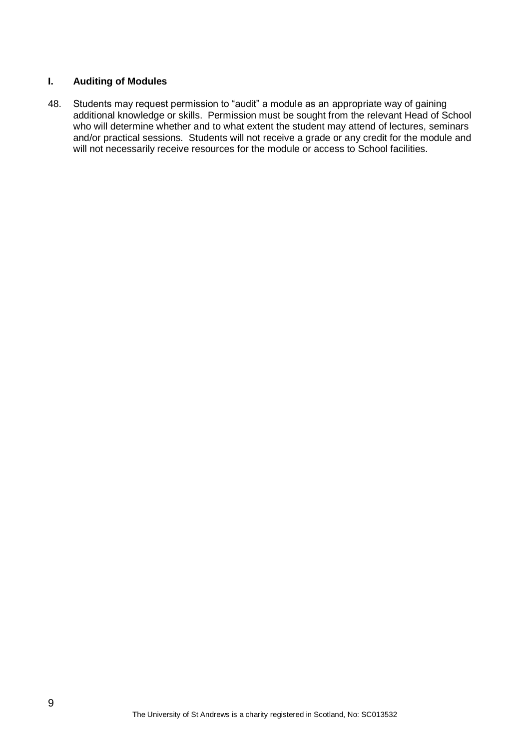## I. Auditing of Modules

48. Students may request permission to "audit" a module as an appropriate way of gaining additional knowledge or skills. Permission must be sought from the relevant Head of School who will determine whether and to what extent the student may attend of lectures, seminars and/or practical sessions. Students will not receive a grade or any credit for the module and will not necessarily receive resources for the module or access to School facilities.

The University of St Andrews is a charity registered in Scotland, No: SC013532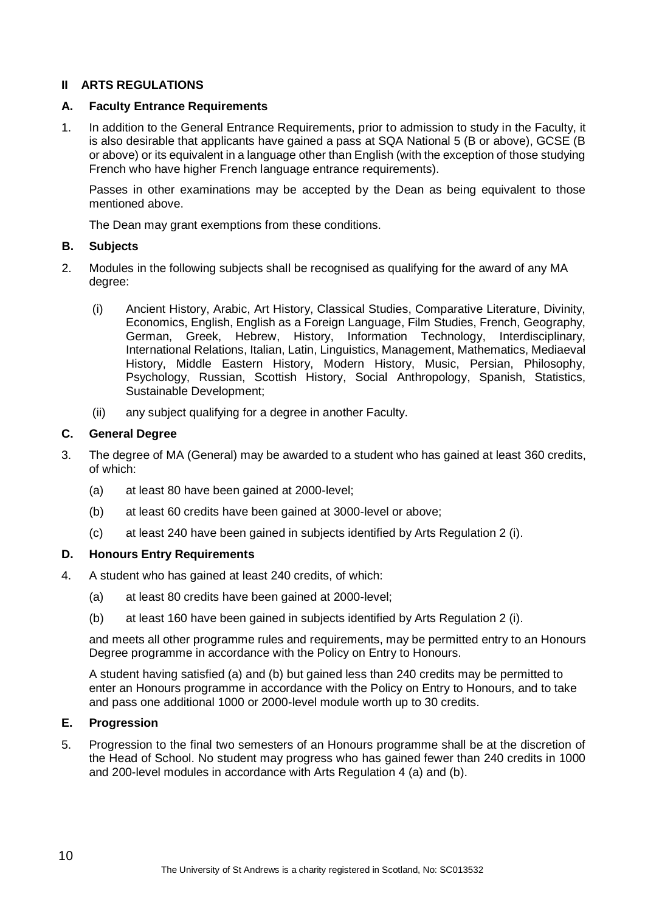## II ARTS REGULATIONS

### A. Faculty Entrance Requirements

1. In addition to the General Entrance Requirements, prior to admission to study in the Faculty, it is also desirable that applicants have gained a pass at SQA National 5 (B or above), GCSE (B or above) or its equivalent in a language other than English (with the exception of those studying French who have higher French language entrance requirements).

   Passes in other examinations may be accepted by the Dean as being equivalent to those mentioned above.

   The Dean may grant exemptions from these conditions.

### B. Subjects

2. Modules in the following subjects shall be recognised as qualifying for the award of any MA degree:

   (i) Ancient History, Arabic, Art History, Classical Studies, Comparative Literature, Divinity, Economics, English, English as a Foreign Language, Film Studies, French, Geography, German, Greek, Hebrew, History, Information Technology, Interdisciplinary, International Relations, Italian, Latin, Linguistics, Management, Mathematics, Mediaeval History, Middle Eastern History, Modern History, Music, Persian, Philosophy, Psychology, Russian, Scottish History, Social Anthropology, Spanish, Statistics, Sustainable Development;

   (ii) any subject qualifying for a degree in another Faculty.

### C. General Degree

3. The degree of MA (General) may be awarded to a student who has gained at least 360 credits, of which:

   (a) at least 80 have been gained at 2000-level;

   (b) at least 60 credits have been gained at 3000-level or above;

   (c) at least 240 have been gained in subjects identified by Arts Regulation 2 (i).

### D. Honours Entry Requirements

4. A student who has gained at least 240 credits, of which:

   (a) at least 80 credits have been gained at 2000-level;

   (b) at least 160 have been gained in subjects identified by Arts Regulation 2 (i).

   and meets all other programme rules and requirements, may be permitted entry to an Honours Degree programme in accordance with the Policy on Entry to Honours.

   A student having satisfied (a) and (b) but gained less than 240 credits may be permitted to enter an Honours programme in accordance with the Policy on Entry to Honours, and to take and pass one additional 1000 or 2000-level module worth up to 30 credits.

### E. Progression

5. Progression to the final two semesters of an Honours programme shall be at the discretion of the Head of School. No student may progress who has gained fewer than 240 credits in 1000 and 200-level modules in accordance with Arts Regulation 4 (a) and (b).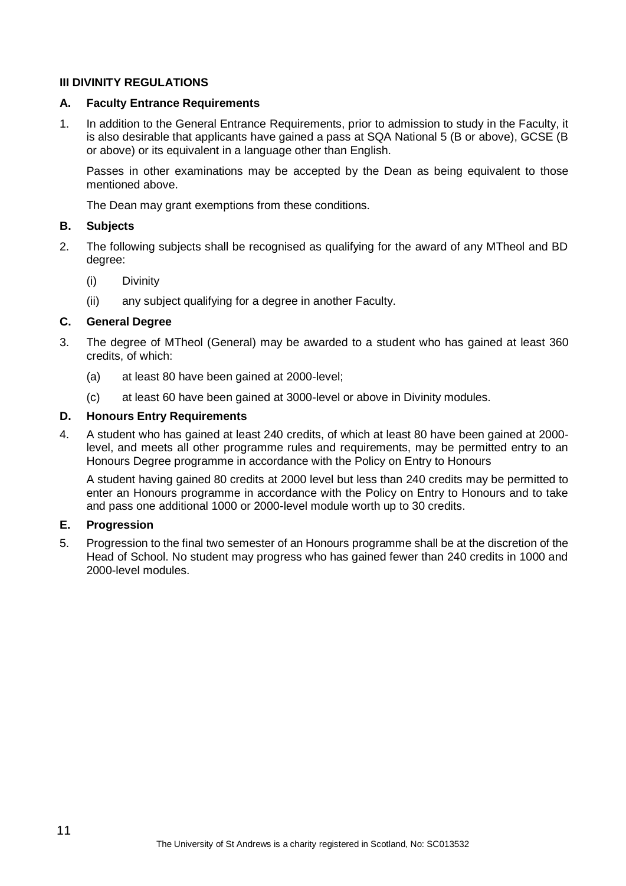## III DIVINITY REGULATIONS

### A. Faculty Entrance Requirements

1. In addition to the General Entrance Requirements, prior to admission to study in the Faculty, it is also desirable that applicants have gained a pass at SQA National 5 (B or above), GCSE (B or above) or its equivalent in a language other than English.

   Passes in other examinations may be accepted by the Dean as being equivalent to those mentioned above.

   The Dean may grant exemptions from these conditions.

### B. Subjects

2. The following subjects shall be recognised as qualifying for the award of any MTheol and BD degree:

   (i) Divinity

   (ii) any subject qualifying for a degree in another Faculty.

### C. General Degree

3. The degree of MTheol (General) may be awarded to a student who has gained at least 360 credits, of which:

   (a) at least 80 have been gained at 2000-level;

   (c) at least 60 have been gained at 3000-level or above in Divinity modules.

### D. Honours Entry Requirements

4. A student who has gained at least 240 credits, of which at least 80 have been gained at 2000-level, and meets all other programme rules and requirements, may be permitted entry to an Honours Degree programme in accordance with the Policy on Entry to Honours

   A student having gained 80 credits at 2000 level but less than 240 credits may be permitted to enter an Honours programme in accordance with the Policy on Entry to Honours and to take and pass one additional 1000 or 2000-level module worth up to 30 credits.

### E. Progression

5. Progression to the final two semester of an Honours programme shall be at the discretion of the Head of School. No student may progress who has gained fewer than 240 credits in 1000 and 2000-level modules.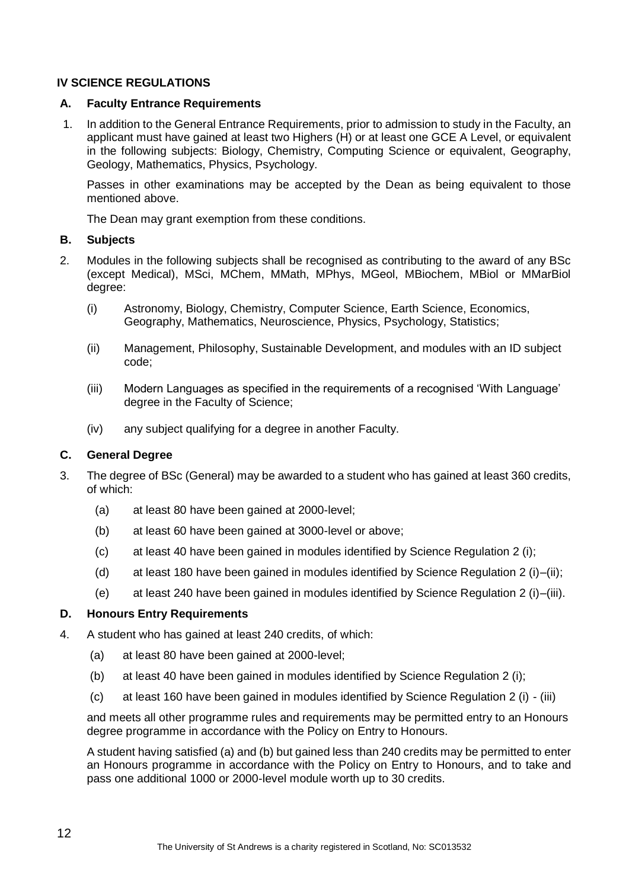## IV SCIENCE REGULATIONS

### A. Faculty Entrance Requirements

1. In addition to the General Entrance Requirements, prior to admission to study in the Faculty, an applicant must have gained at least two Highers (H) or at least one GCE A Level, or equivalent in the following subjects: Biology, Chemistry, Computing Science or equivalent, Geography, Geology, Mathematics, Physics, Psychology.

   Passes in other examinations may be accepted by the Dean as being equivalent to those mentioned above.

   The Dean may grant exemption from these conditions.

### B. Subjects

2. Modules in the following subjects shall be recognised as contributing to the award of any BSc (except Medical), MSci, MChem, MMath, MPhys, MGeol, MBiochem, MBiol or MMarBiol degree:

   (i) Astronomy, Biology, Chemistry, Computer Science, Earth Science, Economics, Geography, Mathematics, Neuroscience, Physics, Psychology, Statistics;

   (ii) Management, Philosophy, Sustainable Development, and modules with an ID subject code;

   (iii) Modern Languages as specified in the requirements of a recognised 'With Language' degree in the Faculty of Science;

   (iv) any subject qualifying for a degree in another Faculty.

### C. General Degree

3. The degree of BSc (General) may be awarded to a student who has gained at least 360 credits, of which:

   (a) at least 80 have been gained at 2000-level;

   (b) at least 60 have been gained at 3000-level or above;

   (c) at least 40 have been gained in modules identified by Science Regulation 2 (i);

   (d) at least 180 have been gained in modules identified by Science Regulation 2 (i)–(ii);

   (e) at least 240 have been gained in modules identified by Science Regulation 2 (i)–(iii).

### D. Honours Entry Requirements

4. A student who has gained at least 240 credits, of which:

   (a) at least 80 have been gained at 2000-level;

   (b) at least 40 have been gained in modules identified by Science Regulation 2 (i);

   (c) at least 160 have been gained in modules identified by Science Regulation 2 (i) - (iii)

   and meets all other programme rules and requirements may be permitted entry to an Honours degree programme in accordance with the Policy on Entry to Honours.

   A student having satisfied (a) and (b) but gained less than 240 credits may be permitted to enter an Honours programme in accordance with the Policy on Entry to Honours, and to take and pass one additional 1000 or 2000-level module worth up to 30 credits.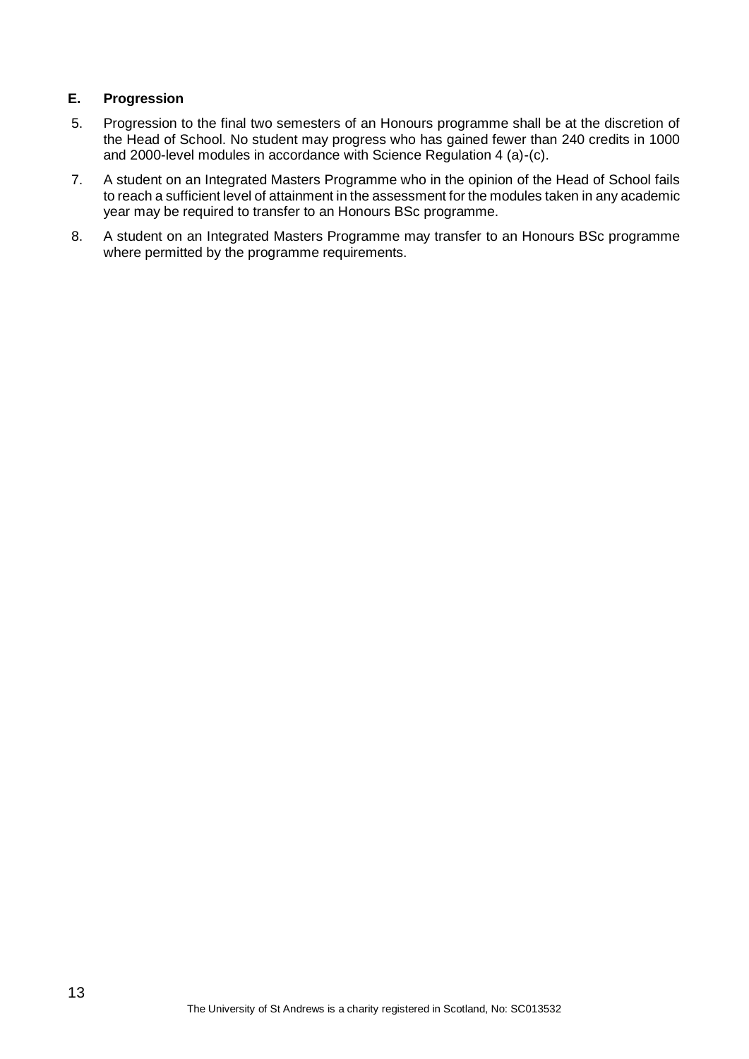### E. Progression

5. Progression to the final two semesters of an Honours programme shall be at the discretion of the Head of School. No student may progress who has gained fewer than 240 credits in 1000 and 2000-level modules in accordance with Science Regulation 4 (a)-(c).

7. A student on an Integrated Masters Programme who in the opinion of the Head of School fails to reach a sufficient level of attainment in the assessment for the modules taken in any academic year may be required to transfer to an Honours BSc programme.

8. A student on an Integrated Masters Programme may transfer to an Honours BSc programme where permitted by the programme requirements.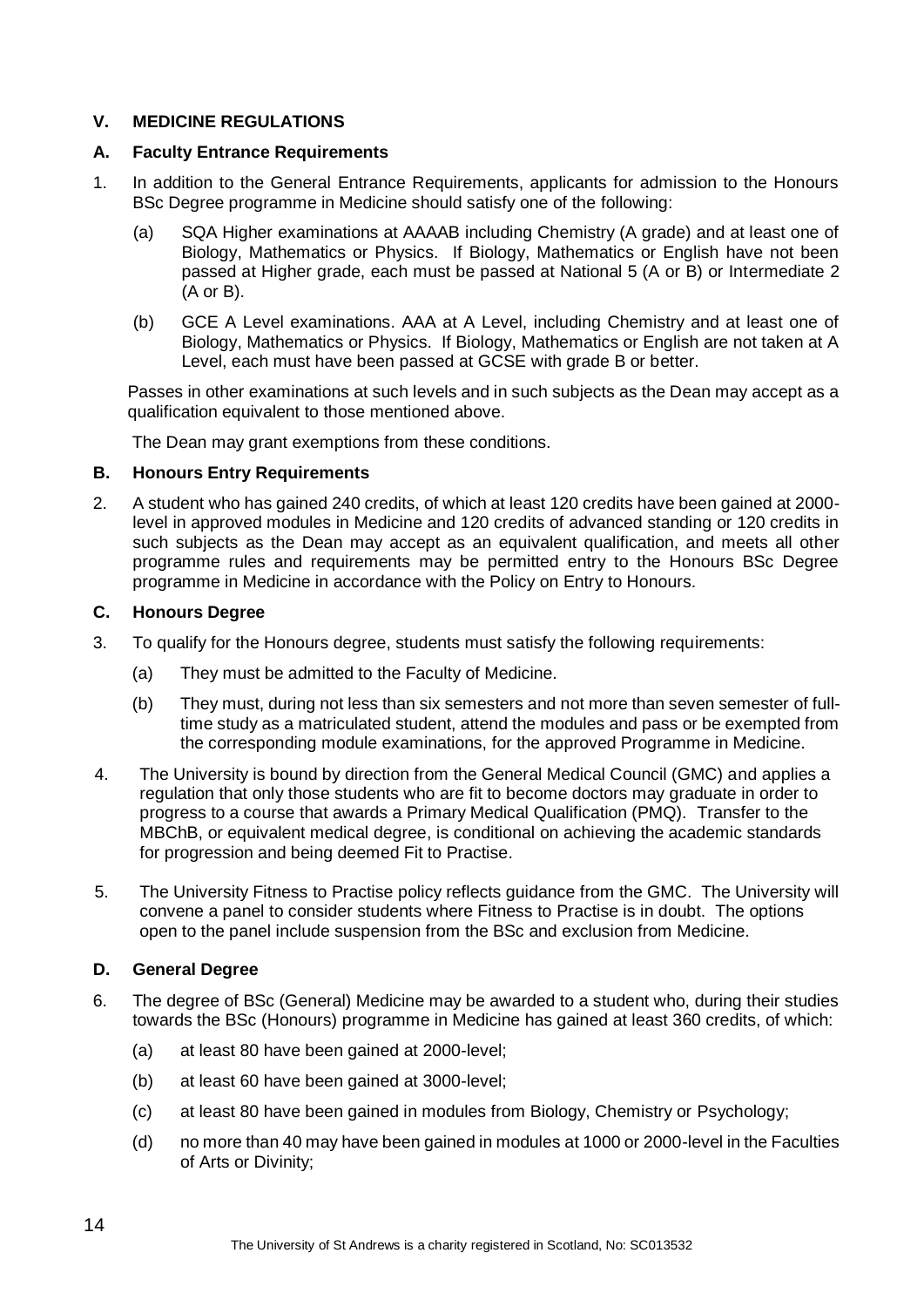## V. MEDICINE REGULATIONS

### A. Faculty Entrance Requirements

1. In addition to the General Entrance Requirements, applicants for admission to the Honours BSc Degree programme in Medicine should satisfy one of the following:

   (a) SQA Higher examinations at AAAAB including Chemistry (A grade) and at least one of Biology, Mathematics or Physics. If Biology, Mathematics or English have not been passed at Higher grade, each must be passed at National 5 (A or B) or Intermediate 2 (A or B).

   (b) GCE A Level examinations. AAA at A Level, including Chemistry and at least one of Biology, Mathematics or Physics. If Biology, Mathematics or English are not taken at A Level, each must have been passed at GCSE with grade B or better.

   Passes in other examinations at such levels and in such subjects as the Dean may accept as a qualification equivalent to those mentioned above.

   The Dean may grant exemptions from these conditions.

### B. Honours Entry Requirements

2. A student who has gained 240 credits, of which at least 120 credits have been gained at 2000-level in approved modules in Medicine and 120 credits of advanced standing or 120 credits in such subjects as the Dean may accept as an equivalent qualification, and meets all other programme rules and requirements may be permitted entry to the Honours BSc Degree programme in Medicine in accordance with the Policy on Entry to Honours.

### C. Honours Degree

3. To qualify for the Honours degree, students must satisfy the following requirements:

   (a) They must be admitted to the Faculty of Medicine.

   (b) They must, during not less than six semesters and not more than seven semester of full-time study as a matriculated student, attend the modules and pass or be exempted from the corresponding module examinations, for the approved Programme in Medicine.

4. The University is bound by direction from the General Medical Council (GMC) and applies a regulation that only those students who are fit to become doctors may graduate in order to progress to a course that awards a Primary Medical Qualification (PMQ). Transfer to the MBChB, or equivalent medical degree, is conditional on achieving the academic standards for progression and being deemed Fit to Practise.

5. The University Fitness to Practise policy reflects guidance from the GMC. The University will convene a panel to consider students where Fitness to Practise is in doubt. The options open to the panel include suspension from the BSc and exclusion from Medicine.

### D. General Degree

6. The degree of BSc (General) Medicine may be awarded to a student who, during their studies towards the BSc (Honours) programme in Medicine has gained at least 360 credits, of which:

   (a) at least 80 have been gained at 2000-level;

   (b) at least 60 have been gained at 3000-level;

   (c) at least 80 have been gained in modules from Biology, Chemistry or Psychology;

   (d) no more than 40 may have been gained in modules at 1000 or 2000-level in the Faculties of Arts or Divinity;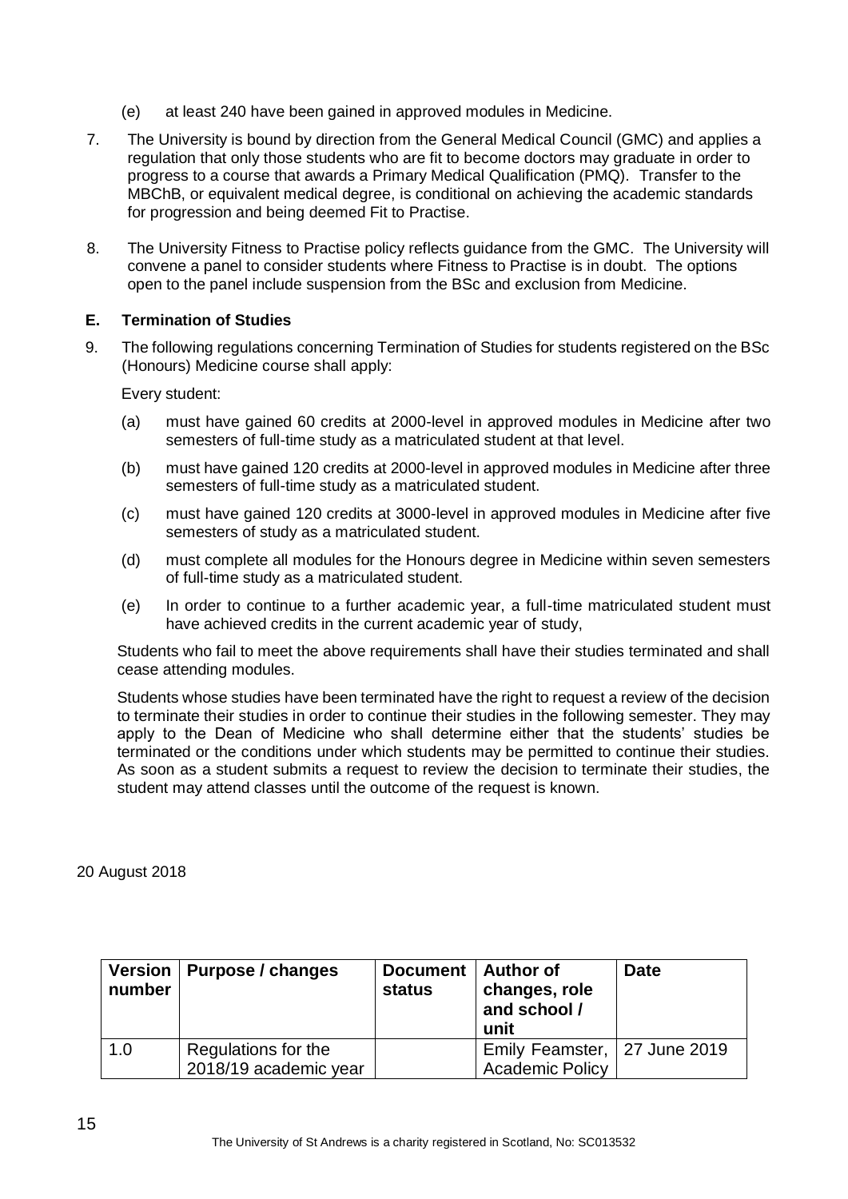(e) at least 240 have been gained in approved modules in Medicine.

7. The University is bound by direction from the General Medical Council (GMC) and applies a regulation that only those students who are fit to become doctors may graduate in order to progress to a course that awards a Primary Medical Qualification (PMQ). Transfer to the MBChB, or equivalent medical degree, is conditional on achieving the academic standards for progression and being deemed Fit to Practise.

8. The University Fitness to Practise policy reflects guidance from the GMC. The University will convene a panel to consider students where Fitness to Practise is in doubt. The options open to the panel include suspension from the BSc and exclusion from Medicine.

### E. Termination of Studies

9. The following regulations concerning Termination of Studies for students registered on the BSc (Honours) Medicine course shall apply:

   Every student:

   (a) must have gained 60 credits at 2000-level in approved modules in Medicine after two semesters of full-time study as a matriculated student at that level.

   (b) must have gained 120 credits at 2000-level in approved modules in Medicine after three semesters of full-time study as a matriculated student.

   (c) must have gained 120 credits at 3000-level in approved modules in Medicine after five semesters of study as a matriculated student.

   (d) must complete all modules for the Honours degree in Medicine within seven semesters of full-time study as a matriculated student.

   (e) In order to continue to a further academic year, a full-time matriculated student must have achieved credits in the current academic year of study,

   Students who fail to meet the above requirements shall have their studies terminated and shall cease attending modules.

   Students whose studies have been terminated have the right to request a review of the decision to terminate their studies in order to continue their studies in the following semester. They may apply to the Dean of Medicine who shall determine either that the students' studies be terminated or the conditions under which students may be permitted to continue their studies. As soon as a student submits a request to review the decision to terminate their studies, the student may attend classes until the outcome of the request is known.

20 August 2018

| Version number | Purpose / changes | Document status | Author of changes, role and school / unit | Date |
|---|---|---|---|---|
| 1.0 | Regulations for the 2018/19 academic year | | Emily Feamster, Academic Policy | 27 June 2019 |

The University of St Andrews is a charity registered in Scotland, No: SC013532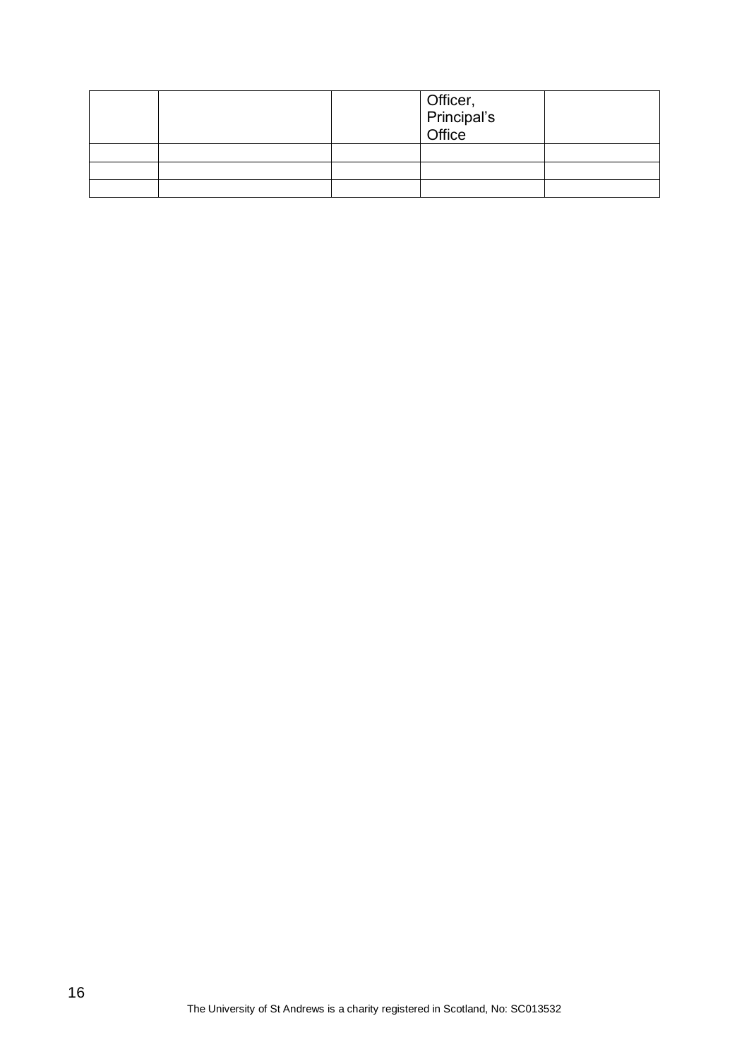| | | | | |
|---|---|---|---|---|
| | | | Officer, Principal's Office | |
| | | | | |
| | | | | |
| | | | | |

The University of St Andrews is a charity registered in Scotland, No: SC013532